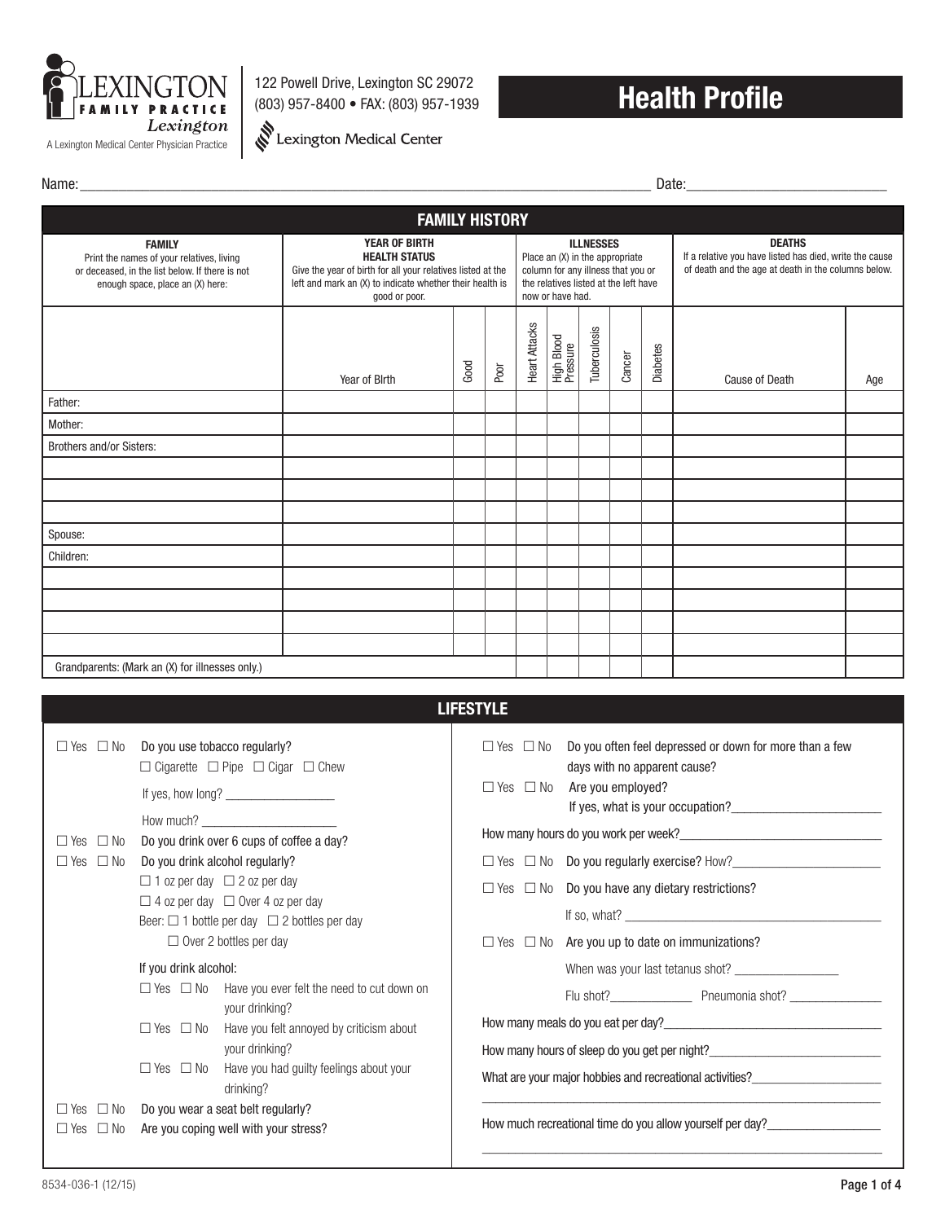LEXINGTON FAMILY PRACTICE Lexington
A Lexington Medical Center Physician Practice

122 Powell Drive, Lexington SC 29072
(803) 957-8400 • FAX: (803) 957-1939

Lexington Medical Center

# Health Profile

Name:_______________________________________________ Date:_______________________

## FAMILY HISTORY

| **FAMILY** Print the names of your relatives, living or deceased, in the list below. If there is not enough space, place an (X) here: | **YEAR OF BIRTH HEALTH STATUS** Give the year of birth for all your relatives listed at the left and mark an (X) to indicate whether their health is good or poor. | | | **ILLNESSES** Place an (X) in the appropriate column for any illness that you or the relatives listed at the left have now or have had. | | | | | **DEATHS** If a relative you have listed has died, write the cause of death and the age at death in the columns below. | |
|---|---|---|---|---|---|---|---|---|---|---|
| | Year of BIrth | Good | Poor | Heart Attacks | High Blood Pressure | Tuberculosis | Cancer | Diabetes | Cause of Death | Age |
| Father: | | | | | | | | | | |
| Mother: | | | | | | | | | | |
| Brothers and/or Sisters: | | | | | | | | | | |
| | | | | | | | | | | |
| | | | | | | | | | | |
| | | | | | | | | | | |
| Spouse: | | | | | | | | | | |
| Children: | | | | | | | | | | |
| | | | | | | | | | | |
| | | | | | | | | | | |
| | | | | | | | | | | |
| | | | | | | | | | | |
| Grandparents: (Mark an (X) for illnesses only.) | | | | | | | | | | |

## LIFESTYLE

☐ Yes ☐ No Do you use tobacco regularly?
☐ Cigarette ☐ Pipe ☐ Cigar ☐ Chew
If yes, how long? _________________
How much? _____________________

☐ Yes ☐ No Do you drink over 6 cups of coffee a day?

☐ Yes ☐ No Do you drink alcohol regularly?
☐ 1 oz per day ☐ 2 oz per day
☐ 4 oz per day ☐ Over 4 oz per day
Beer: ☐ 1 bottle per day ☐ 2 bottles per day
☐ Over 2 bottles per day

If you drink alcohol:
☐ Yes ☐ No Have you ever felt the need to cut down on your drinking?
☐ Yes ☐ No Have you felt annoyed by criticism about your drinking?
☐ Yes ☐ No Have you had guilty feelings about your drinking?

☐ Yes ☐ No Do you wear a seat belt regularly?

☐ Yes ☐ No Are you coping well with your stress?

☐ Yes ☐ No Do you often feel depressed or down for more than a few days with no apparent cause?

☐ Yes ☐ No Are you employed?
If yes, what is your occupation?_______________________

How many hours do you work per week?_______________________________

☐ Yes ☐ No Do you regularly exercise? How?______________________

☐ Yes ☐ No Do you have any dietary restrictions?
If so, what? _______________________________________

☐ Yes ☐ No Are you up to date on immunizations?
When was your last tetanus shot? ________________
Flu shot?_____________ Pneumonia shot? ______________

How many meals do you eat per day?_________________________________

How many hours of sleep do you get per night?___________________________

What are your major hobbies and recreational activities?____________________
_______________________________________________________________

How much recreational time do you allow yourself per day?_________________
_______________________________________________________________

8534-036-1 (12/15)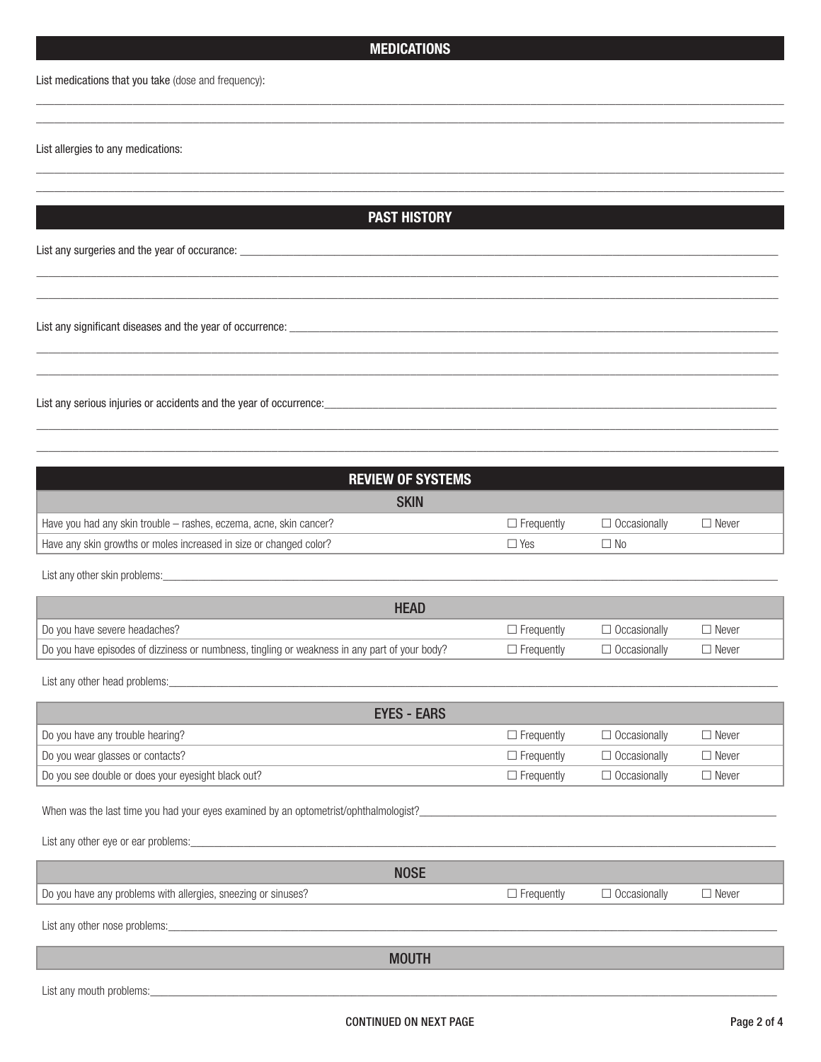## MEDICATIONS

List medications that you take (dose and frequency):

______________________________________________________________________________

______________________________________________________________________________

List allergies to any medications:

______________________________________________________________________________

______________________________________________________________________________

## PAST HISTORY

List any surgeries and the year of occurance: ______________________________________________

______________________________________________________________________________

______________________________________________________________________________

List any significant diseases and the year of occurrence: ______________________________________

______________________________________________________________________________

______________________________________________________________________________

List any serious injuries or accidents and the year of occurrence:______________________________

______________________________________________________________________________

______________________________________________________________________________

## REVIEW OF SYSTEMS

### SKIN

| | | | |
|---|---|---|---|
| Have you had any skin trouble – rashes, eczema, acne, skin cancer? | ☐ Frequently | ☐ Occasionally | ☐ Never |
| Have any skin growths or moles increased in size or changed color? | ☐ Yes | ☐ No | |

List any other skin problems:______________________________________________________________

### HEAD

| | | | |
|---|---|---|---|
| Do you have severe headaches? | ☐ Frequently | ☐ Occasionally | ☐ Never |
| Do you have episodes of dizziness or numbness, tingling or weakness in any part of your body? | ☐ Frequently | ☐ Occasionally | ☐ Never |

List any other head problems:______________________________________________________________

### EYES - EARS

| | | | |
|---|---|---|---|
| Do you have any trouble hearing? | ☐ Frequently | ☐ Occasionally | ☐ Never |
| Do you wear glasses or contacts? | ☐ Frequently | ☐ Occasionally | ☐ Never |
| Do you see double or does your eyesight black out? | ☐ Frequently | ☐ Occasionally | ☐ Never |

When was the last time you had your eyes examined by an optometrist/ophthalmologist?____________________

List any other eye or ear problems:__________________________________________________________

### NOSE

| | | | |
|---|---|---|---|
| Do you have any problems with allergies, sneezing or sinuses? | ☐ Frequently | ☐ Occasionally | ☐ Never |

List any other nose problems:______________________________________________________________

### MOUTH

List any mouth problems:__________________________________________________________________

CONTINUED ON NEXT PAGE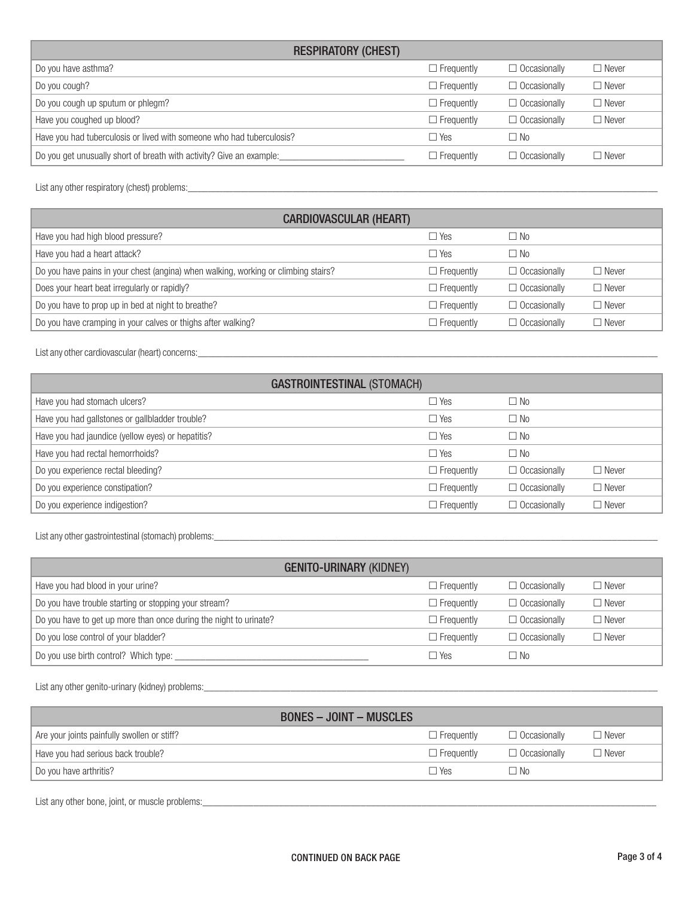| RESPIRATORY (CHEST) | | | |
|---|---|---|---|
| Do you have asthma? | ☐ Frequently | ☐ Occasionally | ☐ Never |
| Do you cough? | ☐ Frequently | ☐ Occasionally | ☐ Never |
| Do you cough up sputum or phlegm? | ☐ Frequently | ☐ Occasionally | ☐ Never |
| Have you coughed up blood? | ☐ Frequently | ☐ Occasionally | ☐ Never |
| Have you had tuberculosis or lived with someone who had tuberculosis? | ☐ Yes | ☐ No | |
| Do you get unusually short of breath with activity? Give an example:___________________________ | ☐ Frequently | ☐ Occasionally | ☐ Never |

List any other respiratory (chest) problems:___________________________________________________________________________________________________

| CARDIOVASCULAR (HEART) | | | |
|---|---|---|---|
| Have you had high blood pressure? | ☐ Yes | ☐ No | |
| Have you had a heart attack? | ☐ Yes | ☐ No | |
| Do you have pains in your chest (angina) when walking, working or climbing stairs? | ☐ Frequently | ☐ Occasionally | ☐ Never |
| Does your heart beat irregularly or rapidly? | ☐ Frequently | ☐ Occasionally | ☐ Never |
| Do you have to prop up in bed at night to breathe? | ☐ Frequently | ☐ Occasionally | ☐ Never |
| Do you have cramping in your calves or thighs after walking? | ☐ Frequently | ☐ Occasionally | ☐ Never |

List any other cardiovascular (heart) concerns:___________________________________________________________________________________________________

| GASTROINTESTINAL (STOMACH) | | | |
|---|---|---|---|
| Have you had stomach ulcers? | ☐ Yes | ☐ No | |
| Have you had gallstones or gallbladder trouble? | ☐ Yes | ☐ No | |
| Have you had jaundice (yellow eyes) or hepatitis? | ☐ Yes | ☐ No | |
| Have you had rectal hemorrhoids? | ☐ Yes | ☐ No | |
| Do you experience rectal bleeding? | ☐ Frequently | ☐ Occasionally | ☐ Never |
| Do you experience constipation? | ☐ Frequently | ☐ Occasionally | ☐ Never |
| Do you experience indigestion? | ☐ Frequently | ☐ Occasionally | ☐ Never |

List any other gastrointestinal (stomach) problems:___________________________________________________________________________________________________

| GENITO-URINARY (KIDNEY) | | | |
|---|---|---|---|
| Have you had blood in your urine? | ☐ Frequently | ☐ Occasionally | ☐ Never |
| Do you have trouble starting or stopping your stream? | ☐ Frequently | ☐ Occasionally | ☐ Never |
| Do you have to get up more than once during the night to urinate? | ☐ Frequently | ☐ Occasionally | ☐ Never |
| Do you lose control of your bladder? | ☐ Frequently | ☐ Occasionally | ☐ Never |
| Do you use birth control? Which type: ________________________________________ | ☐ Yes | ☐ No | |

List any other genito-urinary (kidney) problems:___________________________________________________________________________________________________

| BONES – JOINT – MUSCLES | | | |
|---|---|---|---|
| Are your joints painfully swollen or stiff? | ☐ Frequently | ☐ Occasionally | ☐ Never |
| Have you had serious back trouble? | ☐ Frequently | ☐ Occasionally | ☐ Never |
| Do you have arthritis? | ☐ Yes | ☐ No | |

List any other bone, joint, or muscle problems:___________________________________________________________________________________________________

CONTINUED ON BACK PAGE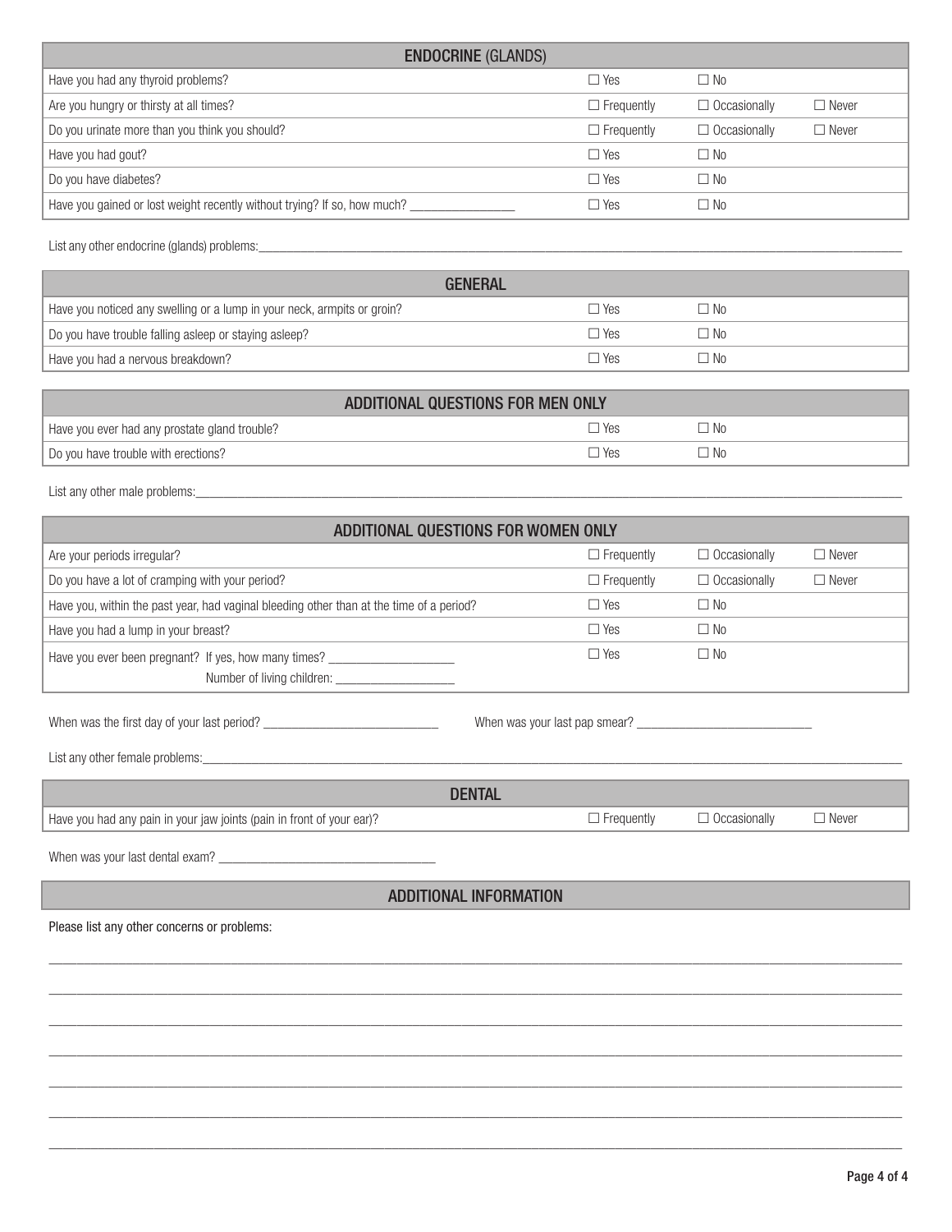| ENDOCRINE (GLANDS) | | | |
|---|---|---|---|
| Have you had any thyroid problems? | ☐ Yes | ☐ No | |
| Are you hungry or thirsty at all times? | ☐ Frequently | ☐ Occasionally | ☐ Never |
| Do you urinate more than you think you should? | ☐ Frequently | ☐ Occasionally | ☐ Never |
| Have you had gout? | ☐ Yes | ☐ No | |
| Do you have diabetes? | ☐ Yes | ☐ No | |
| Have you gained or lost weight recently without trying? If so, how much? _______________ | ☐ Yes | ☐ No | |

List any other endocrine (glands) problems:_______________________________________________

| GENERAL | | |
|---|---|---|
| Have you noticed any swelling or a lump in your neck, armpits or groin? | ☐ Yes | ☐ No |
| Do you have trouble falling asleep or staying asleep? | ☐ Yes | ☐ No |
| Have you had a nervous breakdown? | ☐ Yes | ☐ No |

| ADDITIONAL QUESTIONS FOR MEN ONLY | | |
|---|---|---|
| Have you ever had any prostate gland trouble? | ☐ Yes | ☐ No |
| Do you have trouble with erections? | ☐ Yes | ☐ No |

List any other male problems:_______________________________________________

| ADDITIONAL QUESTIONS FOR WOMEN ONLY | | | |
|---|---|---|---|
| Are your periods irregular? | ☐ Frequently | ☐ Occasionally | ☐ Never |
| Do you have a lot of cramping with your period? | ☐ Frequently | ☐ Occasionally | ☐ Never |
| Have you, within the past year, had vaginal bleeding other than at the time of a period? | ☐ Yes | ☐ No | |
| Have you had a lump in your breast? | ☐ Yes | ☐ No | |
| Have you ever been pregnant? If yes, how many times? __________________ Number of living children: __________________ | ☐ Yes | ☐ No | |

When was the first day of your last period? ___________________________ When was your last pap smear? ___________________________

List any other female problems:_______________________________________________

| DENTAL | | | |
|---|---|---|---|
| Have you had any pain in your jaw joints (pain in front of your ear)? | ☐ Frequently | ☐ Occasionally | ☐ Never |

When was your last dental exam? ________________________________

## ADDITIONAL INFORMATION

Please list any other concerns or problems:

_______________________________________________

_______________________________________________

_______________________________________________

_______________________________________________

_______________________________________________

_______________________________________________

_______________________________________________